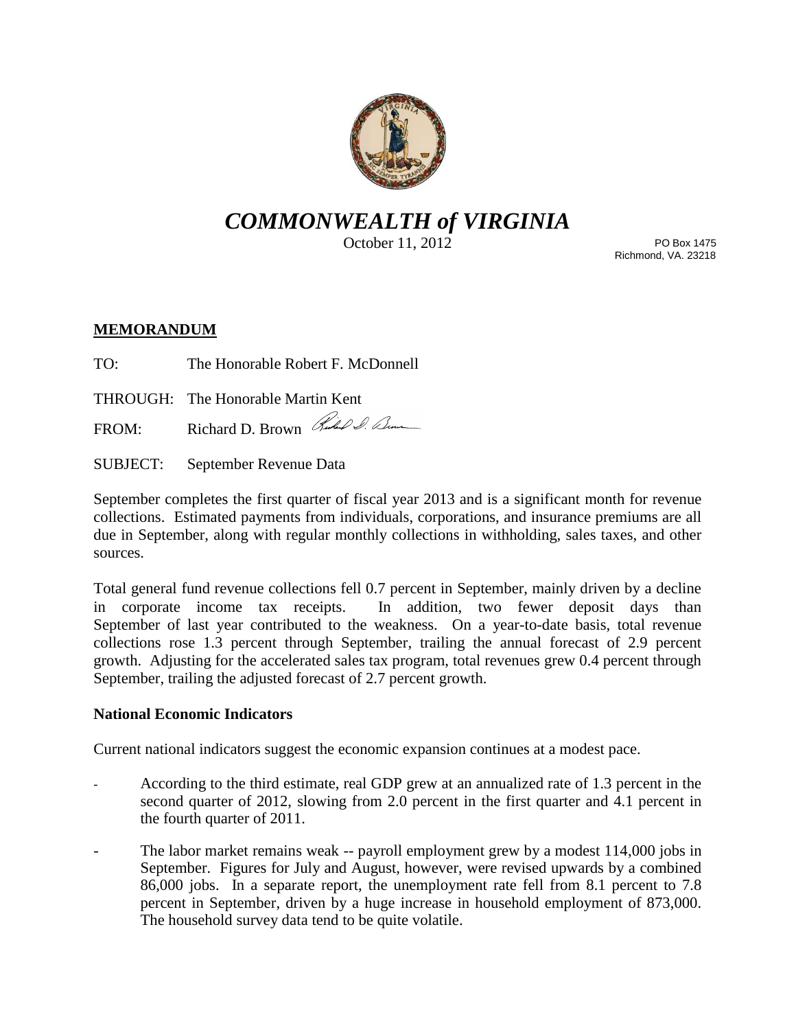# *COMMONWEALTH of VIRGINIA*

October 11, 2012

PO Box 1475
Richmond, VA. 23218

**MEMORANDUM**

TO: The Honorable Robert F. McDonnell

THROUGH: The Honorable Martin Kent

FROM: Richard D. Brown

SUBJECT: September Revenue Data

September completes the first quarter of fiscal year 2013 and is a significant month for revenue collections. Estimated payments from individuals, corporations, and insurance premiums are all due in September, along with regular monthly collections in withholding, sales taxes, and other sources.

Total general fund revenue collections fell 0.7 percent in September, mainly driven by a decline in corporate income tax receipts. In addition, two fewer deposit days than September of last year contributed to the weakness. On a year-to-date basis, total revenue collections rose 1.3 percent through September, trailing the annual forecast of 2.9 percent growth. Adjusting for the accelerated sales tax program, total revenues grew 0.4 percent through September, trailing the adjusted forecast of 2.7 percent growth.

**National Economic Indicators**

Current national indicators suggest the economic expansion continues at a modest pace.

- According to the third estimate, real GDP grew at an annualized rate of 1.3 percent in the second quarter of 2012, slowing from 2.0 percent in the first quarter and 4.1 percent in the fourth quarter of 2011.

- The labor market remains weak -- payroll employment grew by a modest 114,000 jobs in September. Figures for July and August, however, were revised upwards by a combined 86,000 jobs. In a separate report, the unemployment rate fell from 8.1 percent to 7.8 percent in September, driven by a huge increase in household employment of 873,000. The household survey data tend to be quite volatile.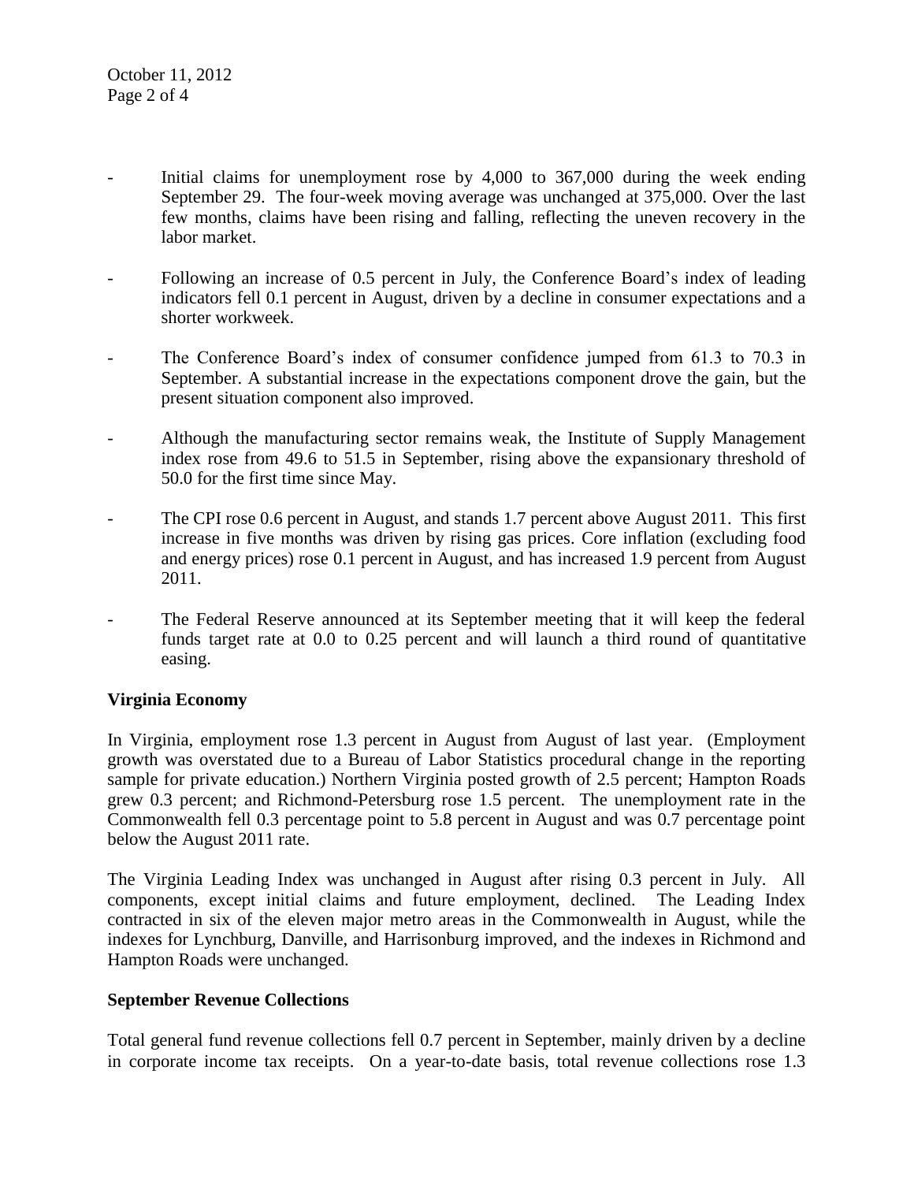- Initial claims for unemployment rose by 4,000 to 367,000 during the week ending September 29. The four-week moving average was unchanged at 375,000. Over the last few months, claims have been rising and falling, reflecting the uneven recovery in the labor market.

- Following an increase of 0.5 percent in July, the Conference Board's index of leading indicators fell 0.1 percent in August, driven by a decline in consumer expectations and a shorter workweek.

- The Conference Board's index of consumer confidence jumped from 61.3 to 70.3 in September. A substantial increase in the expectations component drove the gain, but the present situation component also improved.

- Although the manufacturing sector remains weak, the Institute of Supply Management index rose from 49.6 to 51.5 in September, rising above the expansionary threshold of 50.0 for the first time since May.

- The CPI rose 0.6 percent in August, and stands 1.7 percent above August 2011. This first increase in five months was driven by rising gas prices. Core inflation (excluding food and energy prices) rose 0.1 percent in August, and has increased 1.9 percent from August 2011.

- The Federal Reserve announced at its September meeting that it will keep the federal funds target rate at 0.0 to 0.25 percent and will launch a third round of quantitative easing.

**Virginia Economy**

In Virginia, employment rose 1.3 percent in August from August of last year. (Employment growth was overstated due to a Bureau of Labor Statistics procedural change in the reporting sample for private education.) Northern Virginia posted growth of 2.5 percent; Hampton Roads grew 0.3 percent; and Richmond-Petersburg rose 1.5 percent. The unemployment rate in the Commonwealth fell 0.3 percentage point to 5.8 percent in August and was 0.7 percentage point below the August 2011 rate.

The Virginia Leading Index was unchanged in August after rising 0.3 percent in July. All components, except initial claims and future employment, declined. The Leading Index contracted in six of the eleven major metro areas in the Commonwealth in August, while the indexes for Lynchburg, Danville, and Harrisonburg improved, and the indexes in Richmond and Hampton Roads were unchanged.

**September Revenue Collections**

Total general fund revenue collections fell 0.7 percent in September, mainly driven by a decline in corporate income tax receipts. On a year-to-date basis, total revenue collections rose 1.3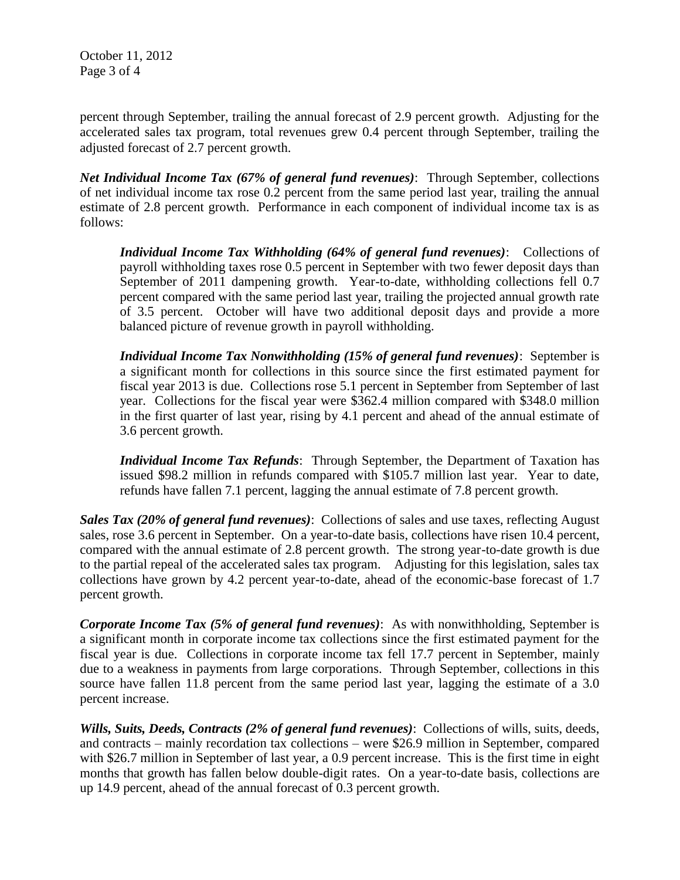percent through September, trailing the annual forecast of 2.9 percent growth. Adjusting for the accelerated sales tax program, total revenues grew 0.4 percent through September, trailing the adjusted forecast of 2.7 percent growth.

***Net Individual Income Tax (67% of general fund revenues)***: Through September, collections of net individual income tax rose 0.2 percent from the same period last year, trailing the annual estimate of 2.8 percent growth. Performance in each component of individual income tax is as follows:

> ***Individual Income Tax Withholding (64% of general fund revenues)***: Collections of payroll withholding taxes rose 0.5 percent in September with two fewer deposit days than September of 2011 dampening growth. Year-to-date, withholding collections fell 0.7 percent compared with the same period last year, trailing the projected annual growth rate of 3.5 percent. October will have two additional deposit days and provide a more balanced picture of revenue growth in payroll withholding.
>
> ***Individual Income Tax Nonwithholding (15% of general fund revenues)***: September is a significant month for collections in this source since the first estimated payment for fiscal year 2013 is due. Collections rose 5.1 percent in September from September of last year. Collections for the fiscal year were $362.4 million compared with $348.0 million in the first quarter of last year, rising by 4.1 percent and ahead of the annual estimate of 3.6 percent growth.
>
> ***Individual Income Tax Refunds***: Through September, the Department of Taxation has issued $98.2 million in refunds compared with $105.7 million last year. Year to date, refunds have fallen 7.1 percent, lagging the annual estimate of 7.8 percent growth.

***Sales Tax (20% of general fund revenues)***: Collections of sales and use taxes, reflecting August sales, rose 3.6 percent in September. On a year-to-date basis, collections have risen 10.4 percent, compared with the annual estimate of 2.8 percent growth. The strong year-to-date growth is due to the partial repeal of the accelerated sales tax program. Adjusting for this legislation, sales tax collections have grown by 4.2 percent year-to-date, ahead of the economic-base forecast of 1.7 percent growth.

***Corporate Income Tax (5% of general fund revenues)***: As with nonwithholding, September is a significant month in corporate income tax collections since the first estimated payment for the fiscal year is due. Collections in corporate income tax fell 17.7 percent in September, mainly due to a weakness in payments from large corporations. Through September, collections in this source have fallen 11.8 percent from the same period last year, lagging the estimate of a 3.0 percent increase.

***Wills, Suits, Deeds, Contracts (2% of general fund revenues)***: Collections of wills, suits, deeds, and contracts – mainly recordation tax collections – were $26.9 million in September, compared with $26.7 million in September of last year, a 0.9 percent increase. This is the first time in eight months that growth has fallen below double-digit rates. On a year-to-date basis, collections are up 14.9 percent, ahead of the annual forecast of 0.3 percent growth.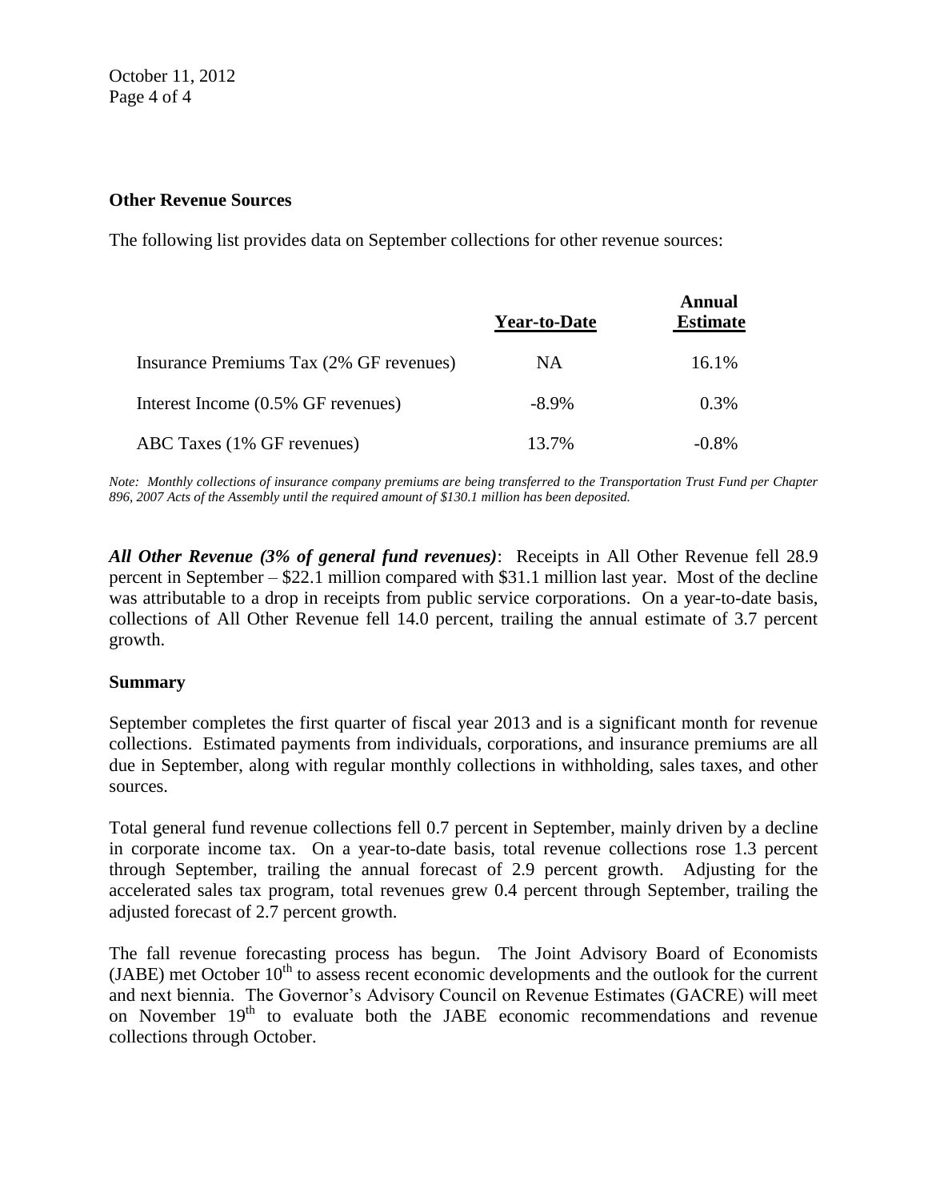## Other Revenue Sources

The following list provides data on September collections for other revenue sources:

| | Year-to-Date | Annual Estimate |
|---|---|---|
| Insurance Premiums Tax (2% GF revenues) | NA | 16.1% |
| Interest Income (0.5% GF revenues) | -8.9% | 0.3% |
| ABC Taxes (1% GF revenues) | 13.7% | -0.8% |

*Note: Monthly collections of insurance company premiums are being transferred to the Transportation Trust Fund per Chapter 896, 2007 Acts of the Assembly until the required amount of $130.1 million has been deposited.*

***All Other Revenue (3% of general fund revenues)***: Receipts in All Other Revenue fell 28.9 percent in September – $22.1 million compared with $31.1 million last year. Most of the decline was attributable to a drop in receipts from public service corporations. On a year-to-date basis, collections of All Other Revenue fell 14.0 percent, trailing the annual estimate of 3.7 percent growth.

## Summary

September completes the first quarter of fiscal year 2013 and is a significant month for revenue collections. Estimated payments from individuals, corporations, and insurance premiums are all due in September, along with regular monthly collections in withholding, sales taxes, and other sources.

Total general fund revenue collections fell 0.7 percent in September, mainly driven by a decline in corporate income tax. On a year-to-date basis, total revenue collections rose 1.3 percent through September, trailing the annual forecast of 2.9 percent growth. Adjusting for the accelerated sales tax program, total revenues grew 0.4 percent through September, trailing the adjusted forecast of 2.7 percent growth.

The fall revenue forecasting process has begun. The Joint Advisory Board of Economists (JABE) met October 10th to assess recent economic developments and the outlook for the current and next biennia. The Governor's Advisory Council on Revenue Estimates (GACRE) will meet on November 19th to evaluate both the JABE economic recommendations and revenue collections through October.